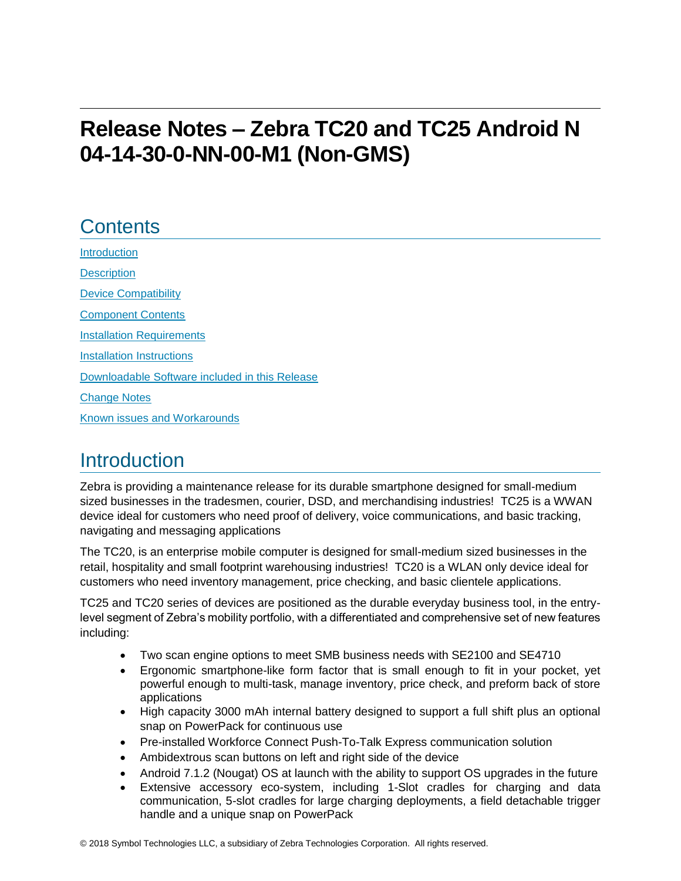# Release Notes – Zebra TC20 and TC25 Android N 04-14-30-0-NN-00-M1 (Non-GMS)

## Contents

[Introduction](#introduction)

[Description](#description)

[Device Compatibility](#device-compatibility)

[Component Contents](#component-contents)

[Installation Requirements](#installation-requirements)

[Installation Instructions](#installation-instructions)

[Downloadable Software included in this Release](#downloadable-software-included-in-this-release)

[Change Notes](#change-notes)

[Known issues and Workarounds](#known-issues-and-workarounds)

## Introduction

Zebra is providing a maintenance release for its durable smartphone designed for small-medium sized businesses in the tradesmen, courier, DSD, and merchandising industries! TC25 is a WWAN device ideal for customers who need proof of delivery, voice communications, and basic tracking, navigating and messaging applications

The TC20, is an enterprise mobile computer is designed for small-medium sized businesses in the retail, hospitality and small footprint warehousing industries! TC20 is a WLAN only device ideal for customers who need inventory management, price checking, and basic clientele applications.

TC25 and TC20 series of devices are positioned as the durable everyday business tool, in the entry-level segment of Zebra's mobility portfolio, with a differentiated and comprehensive set of new features including:

- Two scan engine options to meet SMB business needs with SE2100 and SE4710
- Ergonomic smartphone-like form factor that is small enough to fit in your pocket, yet powerful enough to multi-task, manage inventory, price check, and preform back of store applications
- High capacity 3000 mAh internal battery designed to support a full shift plus an optional snap on PowerPack for continuous use
- Pre-installed Workforce Connect Push-To-Talk Express communication solution
- Ambidextrous scan buttons on left and right side of the device
- Android 7.1.2 (Nougat) OS at launch with the ability to support OS upgrades in the future
- Extensive accessory eco-system, including 1-Slot cradles for charging and data communication, 5-slot cradles for large charging deployments, a field detachable trigger handle and a unique snap on PowerPack

© 2018 Symbol Technologies LLC, a subsidiary of Zebra Technologies Corporation. All rights reserved.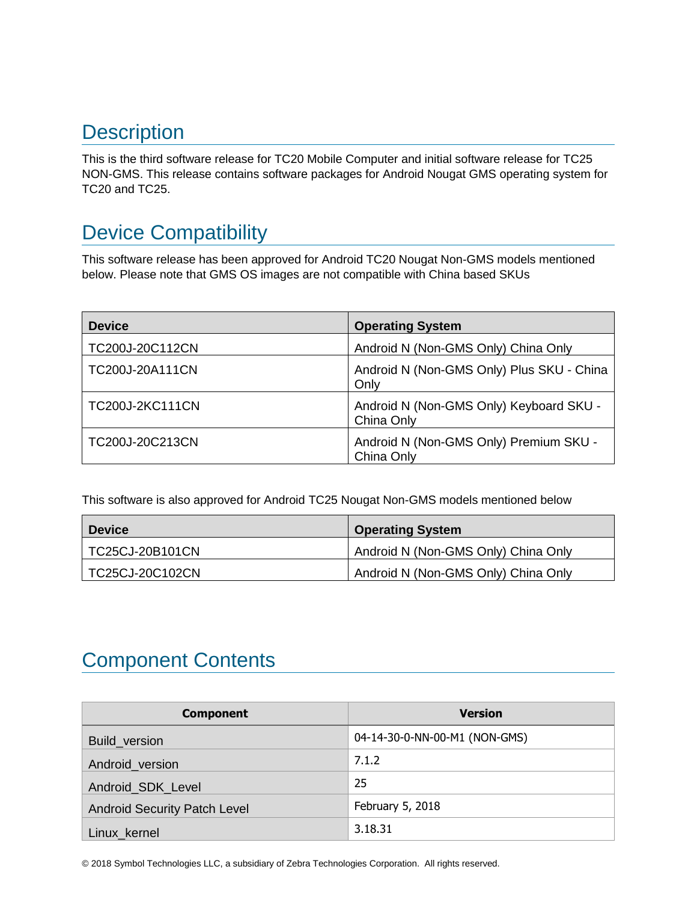## Description

This is the third software release for TC20 Mobile Computer and initial software release for TC25 NON-GMS. This release contains software packages for Android Nougat GMS operating system for TC20 and TC25.

## Device Compatibility

This software release has been approved for Android TC20 Nougat Non-GMS models mentioned below. Please note that GMS OS images are not compatible with China based SKUs

| Device | Operating System |
|---|---|
| TC200J-20C112CN | Android N (Non-GMS Only) China Only |
| TC200J-20A111CN | Android N (Non-GMS Only) Plus SKU - China Only |
| TC200J-2KC111CN | Android N (Non-GMS Only) Keyboard SKU - China Only |
| TC200J-20C213CN | Android N (Non-GMS Only) Premium SKU - China Only |

This software is also approved for Android TC25 Nougat Non-GMS models mentioned below

| Device | Operating System |
|---|---|
| TC25CJ-20B101CN | Android N (Non-GMS Only) China Only |
| TC25CJ-20C102CN | Android N (Non-GMS Only) China Only |

## Component Contents

| Component | Version |
|---|---|
| Build_version | 04-14-30-0-NN-00-M1 (NON-GMS) |
| Android_version | 7.1.2 |
| Android_SDK_Level | 25 |
| Android Security Patch Level | February 5, 2018 |
| Linux_kernel | 3.18.31 |

© 2018 Symbol Technologies LLC, a subsidiary of Zebra Technologies Corporation. All rights reserved.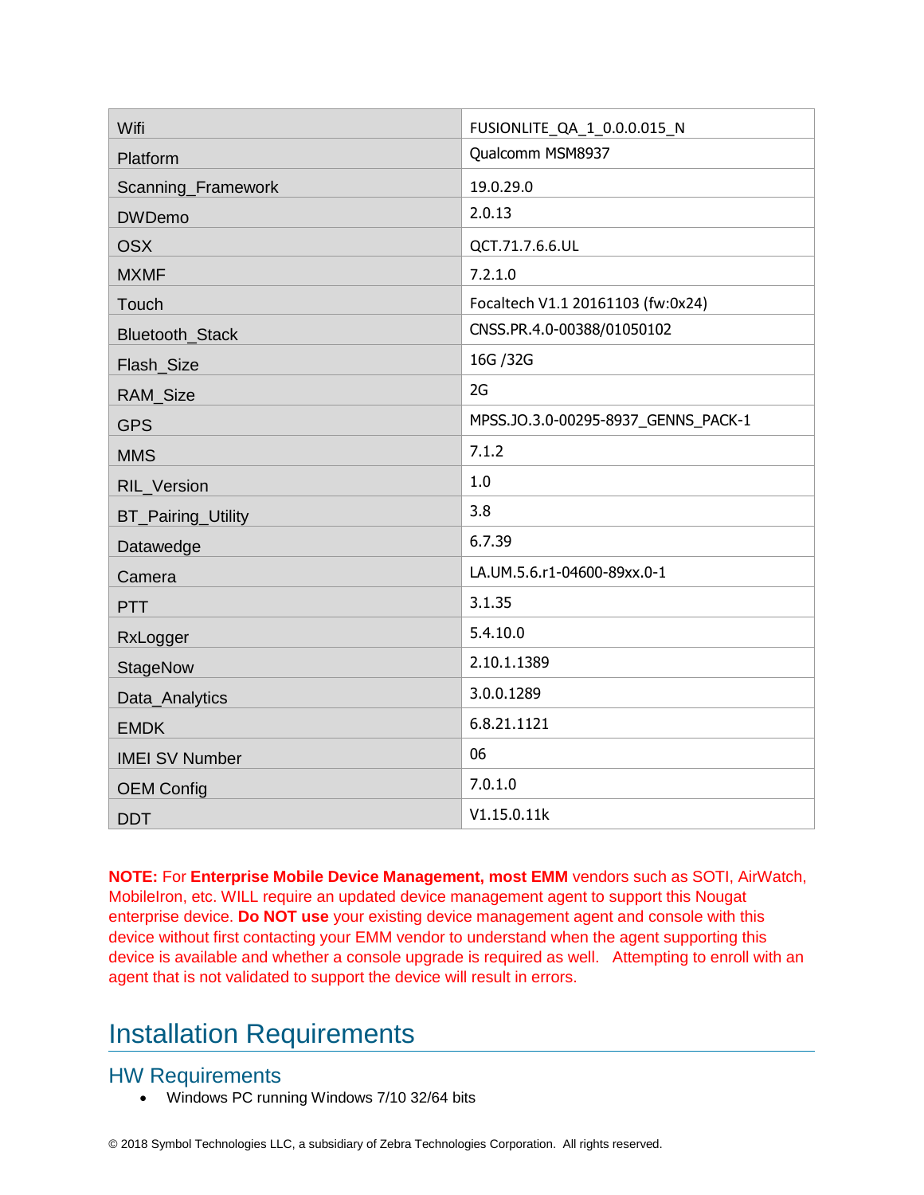| | |
|---|---|
| Wifi | FUSIONLITE_QA_1_0.0.0.015_N |
| Platform | Qualcomm MSM8937 |
| Scanning_Framework | 19.0.29.0 |
| DWDemo | 2.0.13 |
| OSX | QCT.71.7.6.6.UL |
| MXMF | 7.2.1.0 |
| Touch | Focaltech V1.1 20161103 (fw:0x24) |
| Bluetooth_Stack | CNSS.PR.4.0-00388/01050102 |
| Flash_Size | 16G /32G |
| RAM_Size | 2G |
| GPS | MPSS.JO.3.0-00295-8937_GENNS_PACK-1 |
| MMS | 7.1.2 |
| RIL_Version | 1.0 |
| BT_Pairing_Utility | 3.8 |
| Datawedge | 6.7.39 |
| Camera | LA.UM.5.6.r1-04600-89xx.0-1 |
| PTT | 3.1.35 |
| RxLogger | 5.4.10.0 |
| StageNow | 2.10.1.1389 |
| Data_Analytics | 3.0.0.1289 |
| EMDK | 6.8.21.1121 |
| IMEI SV Number | 06 |
| OEM Config | 7.0.1.0 |
| DDT | V1.15.0.11k |

**NOTE:** For **Enterprise Mobile Device Management, most EMM** vendors such as SOTI, AirWatch, MobileIron, etc. WILL require an updated device management agent to support this Nougat enterprise device. **Do NOT use** your existing device management agent and console with this device without first contacting your EMM vendor to understand when the agent supporting this device is available and whether a console upgrade is required as well. Attempting to enroll with an agent that is not validated to support the device will result in errors.

# Installation Requirements

## HW Requirements

- Windows PC running Windows 7/10 32/64 bits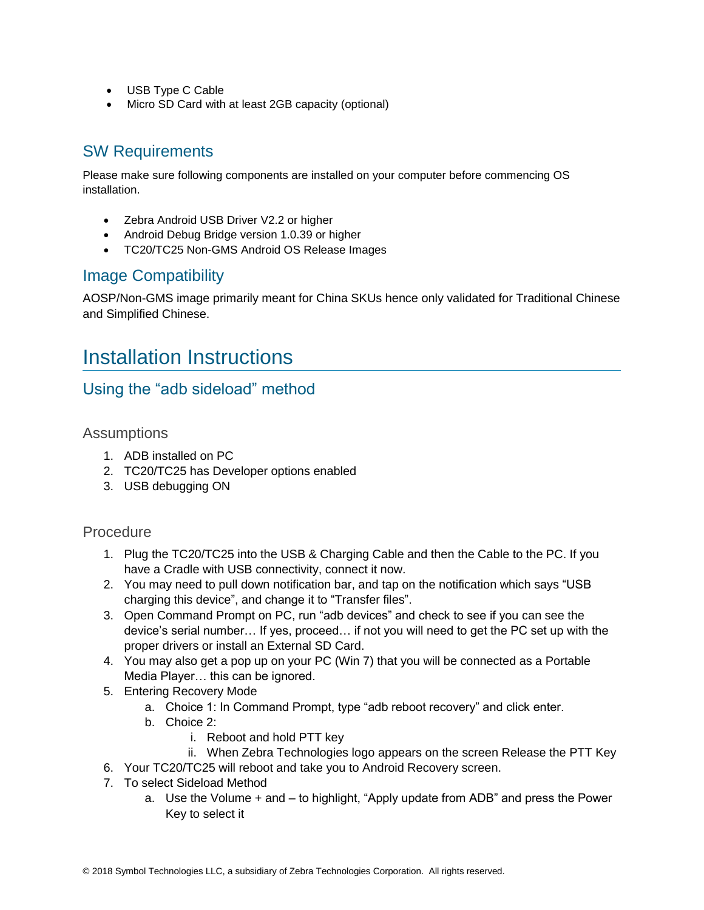- USB Type C Cable
- Micro SD Card with at least 2GB capacity (optional)

## SW Requirements

Please make sure following components are installed on your computer before commencing OS installation.

- Zebra Android USB Driver V2.2 or higher
- Android Debug Bridge version 1.0.39 or higher
- TC20/TC25 Non-GMS Android OS Release Images

## Image Compatibility

AOSP/Non-GMS image primarily meant for China SKUs hence only validated for Traditional Chinese and Simplified Chinese.

# Installation Instructions

## Using the "adb sideload" method

### Assumptions

1. ADB installed on PC
2. TC20/TC25 has Developer options enabled
3. USB debugging ON

### Procedure

1. Plug the TC20/TC25 into the USB & Charging Cable and then the Cable to the PC. If you have a Cradle with USB connectivity, connect it now.
2. You may need to pull down notification bar, and tap on the notification which says "USB charging this device", and change it to "Transfer files".
3. Open Command Prompt on PC, run "adb devices" and check to see if you can see the device's serial number… If yes, proceed… if not you will need to get the PC set up with the proper drivers or install an External SD Card.
4. You may also get a pop up on your PC (Win 7) that you will be connected as a Portable Media Player… this can be ignored.
5. Entering Recovery Mode
   a. Choice 1: In Command Prompt, type "adb reboot recovery" and click enter.
   b. Choice 2:
      i. Reboot and hold PTT key
      ii. When Zebra Technologies logo appears on the screen Release the PTT Key
6. Your TC20/TC25 will reboot and take you to Android Recovery screen.
7. To select Sideload Method
   a. Use the Volume + and – to highlight, "Apply update from ADB" and press the Power Key to select it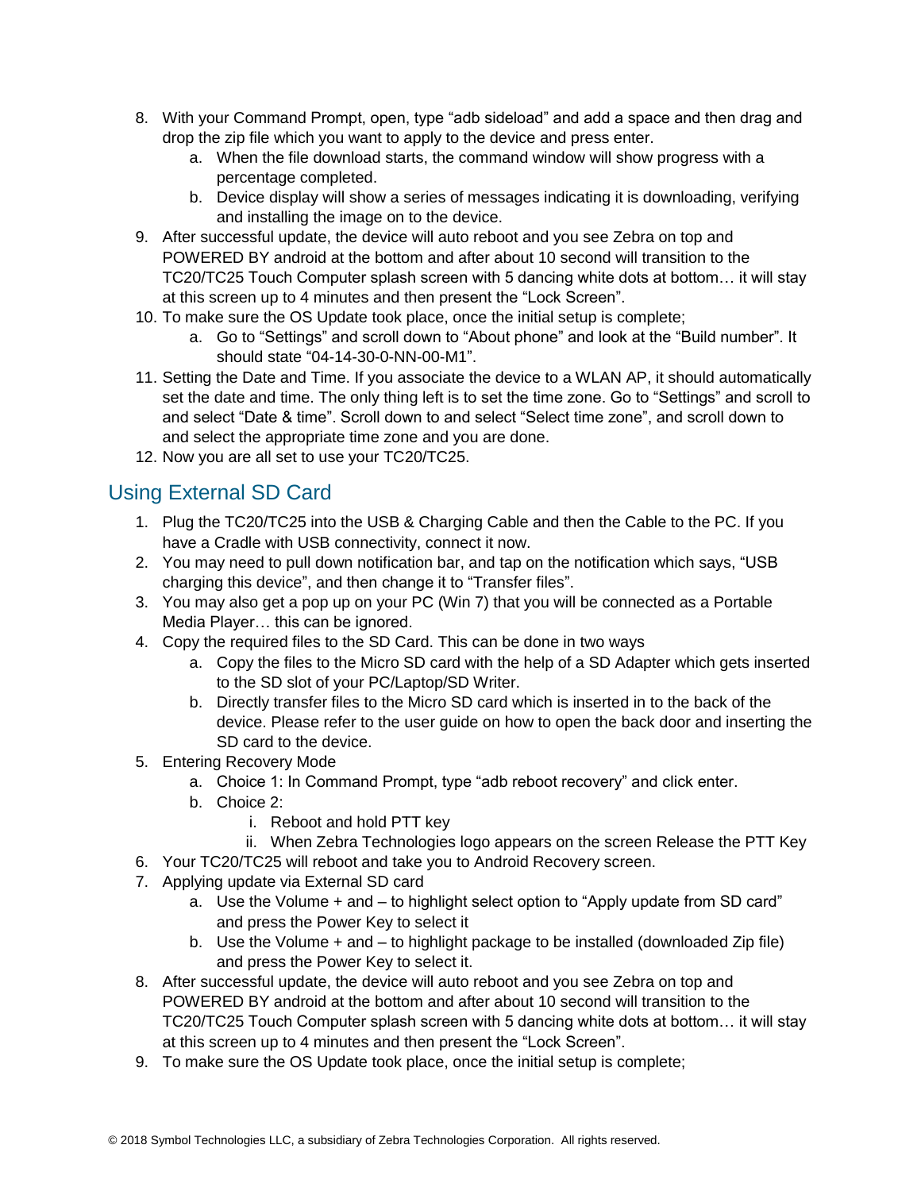8. With your Command Prompt, open, type “adb sideload” and add a space and then drag and drop the zip file which you want to apply to the device and press enter.
   a. When the file download starts, the command window will show progress with a percentage completed.
   b. Device display will show a series of messages indicating it is downloading, verifying and installing the image on to the device.
9. After successful update, the device will auto reboot and you see Zebra on top and POWERED BY android at the bottom and after about 10 second will transition to the TC20/TC25 Touch Computer splash screen with 5 dancing white dots at bottom… it will stay at this screen up to 4 minutes and then present the “Lock Screen”.
10. To make sure the OS Update took place, once the initial setup is complete;
    a. Go to “Settings” and scroll down to “About phone” and look at the “Build number”. It should state “04-14-30-0-NN-00-M1”.
11. Setting the Date and Time. If you associate the device to a WLAN AP, it should automatically set the date and time. The only thing left is to set the time zone. Go to “Settings” and scroll to and select “Date & time”. Scroll down to and select “Select time zone”, and scroll down to and select the appropriate time zone and you are done.
12. Now you are all set to use your TC20/TC25.

## Using External SD Card

1. Plug the TC20/TC25 into the USB & Charging Cable and then the Cable to the PC. If you have a Cradle with USB connectivity, connect it now.
2. You may need to pull down notification bar, and tap on the notification which says, “USB charging this device”, and then change it to “Transfer files”.
3. You may also get a pop up on your PC (Win 7) that you will be connected as a Portable Media Player… this can be ignored.
4. Copy the required files to the SD Card. This can be done in two ways
   a. Copy the files to the Micro SD card with the help of a SD Adapter which gets inserted to the SD slot of your PC/Laptop/SD Writer.
   b. Directly transfer files to the Micro SD card which is inserted in to the back of the device. Please refer to the user guide on how to open the back door and inserting the SD card to the device.
5. Entering Recovery Mode
   a. Choice 1: In Command Prompt, type “adb reboot recovery” and click enter.
   b. Choice 2:
      i. Reboot and hold PTT key
      ii. When Zebra Technologies logo appears on the screen Release the PTT Key
6. Your TC20/TC25 will reboot and take you to Android Recovery screen.
7. Applying update via External SD card
   a. Use the Volume + and – to highlight select option to “Apply update from SD card” and press the Power Key to select it
   b. Use the Volume + and – to highlight package to be installed (downloaded Zip file) and press the Power Key to select it.
8. After successful update, the device will auto reboot and you see Zebra on top and POWERED BY android at the bottom and after about 10 second will transition to the TC20/TC25 Touch Computer splash screen with 5 dancing white dots at bottom… it will stay at this screen up to 4 minutes and then present the “Lock Screen”.
9. To make sure the OS Update took place, once the initial setup is complete;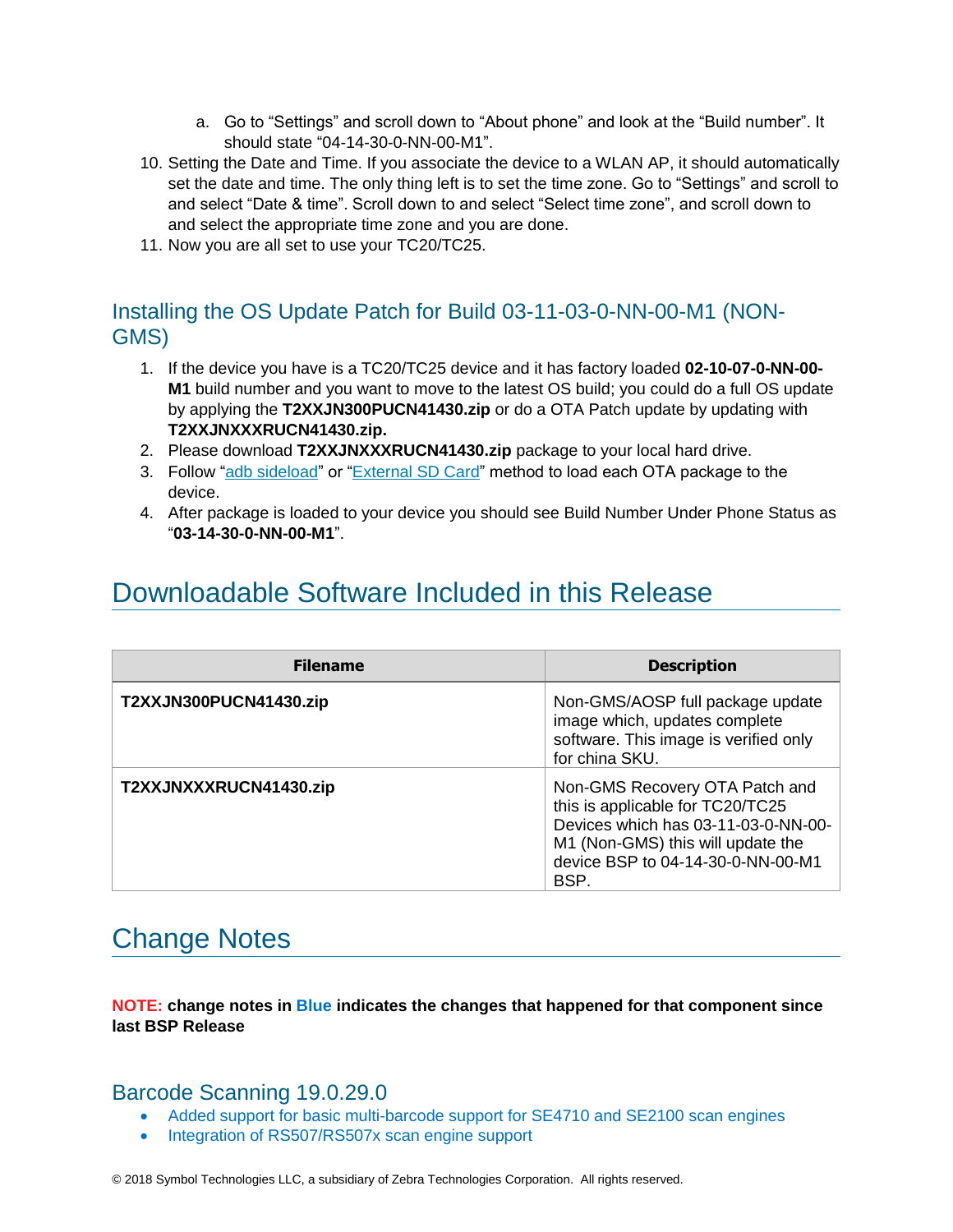a. Go to "Settings" and scroll down to "About phone" and look at the "Build number". It should state "04-14-30-0-NN-00-M1".

10. Setting the Date and Time. If you associate the device to a WLAN AP, it should automatically set the date and time. The only thing left is to set the time zone. Go to "Settings" and scroll to and select "Date & time". Scroll down to and select "Select time zone", and scroll down to and select the appropriate time zone and you are done.
11. Now you are all set to use your TC20/TC25.

### Installing the OS Update Patch for Build 03-11-03-0-NN-00-M1 (NON-GMS)

1. If the device you have is a TC20/TC25 device and it has factory loaded **02-10-07-0-NN-00-M1** build number and you want to move to the latest OS build; you could do a full OS update by applying the **T2XXJN300PUCN41430.zip** or do a OTA Patch update by updating with **T2XXJNXXXRUCN41430.zip.**
2. Please download **T2XXJNXXXRUCN41430.zip** package to your local hard drive.
3. Follow "adb sideload" or "External SD Card" method to load each OTA package to the device.
4. After package is loaded to your device you should see Build Number Under Phone Status as "**03-14-30-0-NN-00-M1**".

## Downloadable Software Included in this Release

| Filename | Description |
| --- | --- |
| **T2XXJN300PUCN41430.zip** | Non-GMS/AOSP full package update image which, updates complete software. This image is verified only for china SKU. |
| **T2XXJNXXXRUCN41430.zip** | Non-GMS Recovery OTA Patch and this is applicable for TC20/TC25 Devices which has 03-11-03-0-NN-00-M1 (Non-GMS) this will update the device BSP to 04-14-30-0-NN-00-M1 BSP. |

## Change Notes

**NOTE: change notes in Blue indicates the changes that happened for that component since last BSP Release**

### Barcode Scanning 19.0.29.0

- Added support for basic multi-barcode support for SE4710 and SE2100 scan engines
- Integration of RS507/RS507x scan engine support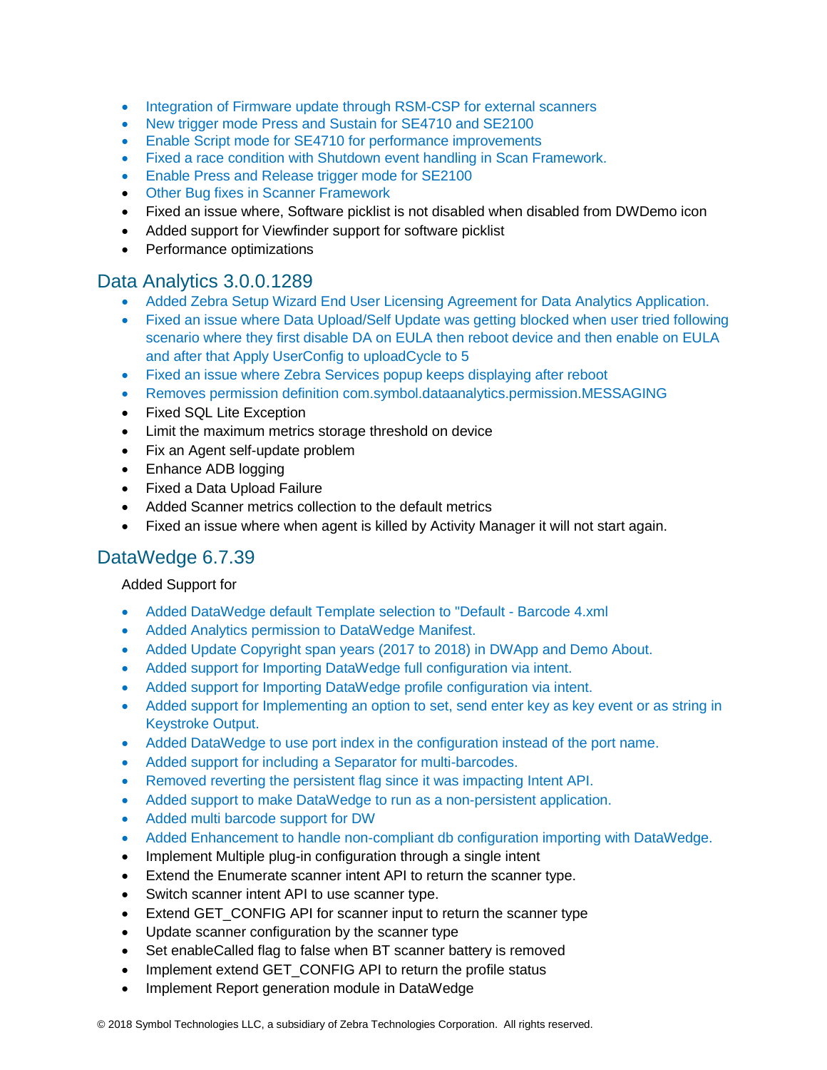- Integration of Firmware update through RSM-CSP for external scanners
- New trigger mode Press and Sustain for SE4710 and SE2100
- Enable Script mode for SE4710 for performance improvements
- Fixed a race condition with Shutdown event handling in Scan Framework.
- Enable Press and Release trigger mode for SE2100
- Other Bug fixes in Scanner Framework
- Fixed an issue where, Software picklist is not disabled when disabled from DWDemo icon
- Added support for Viewfinder support for software picklist
- Performance optimizations

## Data Analytics 3.0.0.1289

- Added Zebra Setup Wizard End User Licensing Agreement for Data Analytics Application.
- Fixed an issue where Data Upload/Self Update was getting blocked when user tried following scenario where they first disable DA on EULA then reboot device and then enable on EULA and after that Apply UserConfig to uploadCycle to 5
- Fixed an issue where Zebra Services popup keeps displaying after reboot
- Removes permission definition com.symbol.dataanalytics.permission.MESSAGING
- Fixed SQL Lite Exception
- Limit the maximum metrics storage threshold on device
- Fix an Agent self-update problem
- Enhance ADB logging
- Fixed a Data Upload Failure
- Added Scanner metrics collection to the default metrics
- Fixed an issue where when agent is killed by Activity Manager it will not start again.

## DataWedge 6.7.39

Added Support for

- Added DataWedge default Template selection to "Default - Barcode 4.xml
- Added Analytics permission to DataWedge Manifest.
- Added Update Copyright span years (2017 to 2018) in DWApp and Demo About.
- Added support for Importing DataWedge full configuration via intent.
- Added support for Importing DataWedge profile configuration via intent.
- Added support for Implementing an option to set, send enter key as key event or as string in Keystroke Output.
- Added DataWedge to use port index in the configuration instead of the port name.
- Added support for including a Separator for multi-barcodes.
- Removed reverting the persistent flag since it was impacting Intent API.
- Added support to make DataWedge to run as a non-persistent application.
- Added multi barcode support for DW
- Added Enhancement to handle non-compliant db configuration importing with DataWedge.
- Implement Multiple plug-in configuration through a single intent
- Extend the Enumerate scanner intent API to return the scanner type.
- Switch scanner intent API to use scanner type.
- Extend GET_CONFIG API for scanner input to return the scanner type
- Update scanner configuration by the scanner type
- Set enableCalled flag to false when BT scanner battery is removed
- Implement extend GET_CONFIG API to return the profile status
- Implement Report generation module in DataWedge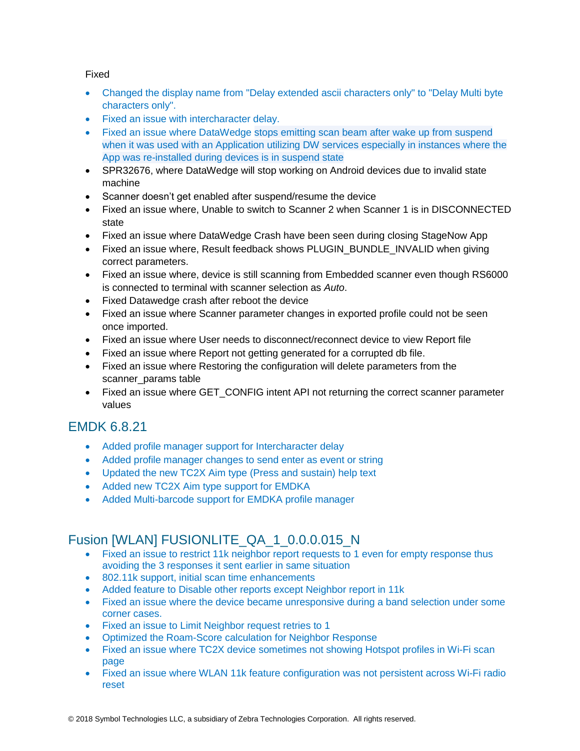Fixed

- Changed the display name from "Delay extended ascii characters only" to "Delay Multi byte characters only".
- Fixed an issue with intercharacter delay.
- Fixed an issue where DataWedge stops emitting scan beam after wake up from suspend when it was used with an Application utilizing DW services especially in instances where the App was re-installed during devices is in suspend state
- SPR32676, where DataWedge will stop working on Android devices due to invalid state machine
- Scanner doesn't get enabled after suspend/resume the device
- Fixed an issue where, Unable to switch to Scanner 2 when Scanner 1 is in DISCONNECTED state
- Fixed an issue where DataWedge Crash have been seen during closing StageNow App
- Fixed an issue where, Result feedback shows PLUGIN_BUNDLE_INVALID when giving correct parameters.
- Fixed an issue where, device is still scanning from Embedded scanner even though RS6000 is connected to terminal with scanner selection as *Auto*.
- Fixed Datawedge crash after reboot the device
- Fixed an issue where Scanner parameter changes in exported profile could not be seen once imported.
- Fixed an issue where User needs to disconnect/reconnect device to view Report file
- Fixed an issue where Report not getting generated for a corrupted db file.
- Fixed an issue where Restoring the configuration will delete parameters from the scanner_params table
- Fixed an issue where GET_CONFIG intent API not returning the correct scanner parameter values

## EMDK 6.8.21

- Added profile manager support for Intercharacter delay
- Added profile manager changes to send enter as event or string
- Updated the new TC2X Aim type (Press and sustain) help text
- Added new TC2X Aim type support for EMDKA
- Added Multi-barcode support for EMDKA profile manager

## Fusion [WLAN] FUSIONLITE_QA_1_0.0.0.015_N

- Fixed an issue to restrict 11k neighbor report requests to 1 even for empty response thus avoiding the 3 responses it sent earlier in same situation
- 802.11k support, initial scan time enhancements
- Added feature to Disable other reports except Neighbor report in 11k
- Fixed an issue where the device became unresponsive during a band selection under some corner cases.
- Fixed an issue to Limit Neighbor request retries to 1
- Optimized the Roam-Score calculation for Neighbor Response
- Fixed an issue where TC2X device sometimes not showing Hotspot profiles in Wi-Fi scan page
- Fixed an issue where WLAN 11k feature configuration was not persistent across Wi-Fi radio reset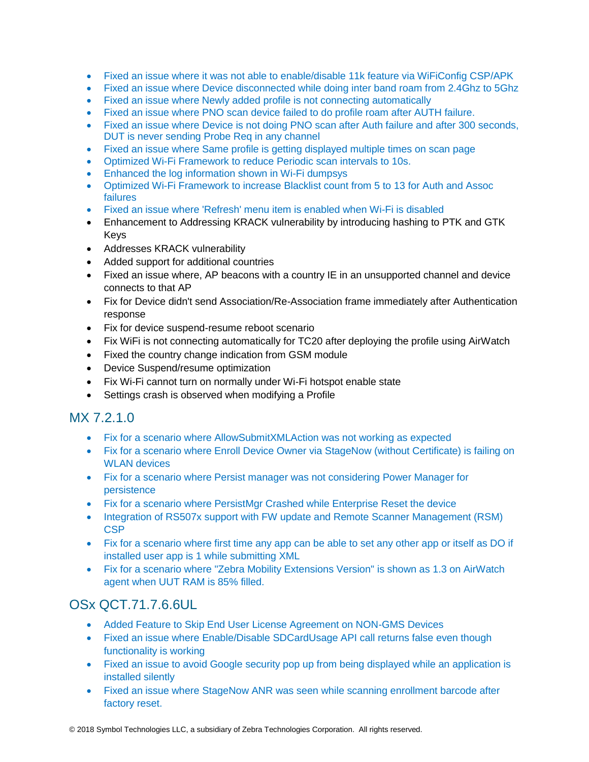- Fixed an issue where it was not able to enable/disable 11k feature via WiFiConfig CSP/APK
- Fixed an issue where Device disconnected while doing inter band roam from 2.4Ghz to 5Ghz
- Fixed an issue where Newly added profile is not connecting automatically
- Fixed an issue where PNO scan device failed to do profile roam after AUTH failure.
- Fixed an issue where Device is not doing PNO scan after Auth failure and after 300 seconds, DUT is never sending Probe Req in any channel
- Fixed an issue where Same profile is getting displayed multiple times on scan page
- Optimized Wi-Fi Framework to reduce Periodic scan intervals to 10s.
- Enhanced the log information shown in Wi-Fi dumpsys
- Optimized Wi-Fi Framework to increase Blacklist count from 5 to 13 for Auth and Assoc failures
- Fixed an issue where 'Refresh' menu item is enabled when Wi-Fi is disabled
- Enhancement to Addressing KRACK vulnerability by introducing hashing to PTK and GTK Keys
- Addresses KRACK vulnerability
- Added support for additional countries
- Fixed an issue where, AP beacons with a country IE in an unsupported channel and device connects to that AP
- Fix for Device didn't send Association/Re-Association frame immediately after Authentication response
- Fix for device suspend-resume reboot scenario
- Fix WiFi is not connecting automatically for TC20 after deploying the profile using AirWatch
- Fixed the country change indication from GSM module
- Device Suspend/resume optimization
- Fix Wi-Fi cannot turn on normally under Wi-Fi hotspot enable state
- Settings crash is observed when modifying a Profile

## MX 7.2.1.0

- Fix for a scenario where AllowSubmitXMLAction was not working as expected
- Fix for a scenario where Enroll Device Owner via StageNow (without Certificate) is failing on WLAN devices
- Fix for a scenario where Persist manager was not considering Power Manager for persistence
- Fix for a scenario where PersistMgr Crashed while Enterprise Reset the device
- Integration of RS507x support with FW update and Remote Scanner Management (RSM) CSP
- Fix for a scenario where first time any app can be able to set any other app or itself as DO if installed user app is 1 while submitting XML
- Fix for a scenario where "Zebra Mobility Extensions Version" is shown as 1.3 on AirWatch agent when UUT RAM is 85% filled.

## OSx QCT.71.7.6.6UL

- Added Feature to Skip End User License Agreement on NON-GMS Devices
- Fixed an issue where Enable/Disable SDCardUsage API call returns false even though functionality is working
- Fixed an issue to avoid Google security pop up from being displayed while an application is installed silently
- Fixed an issue where StageNow ANR was seen while scanning enrollment barcode after factory reset.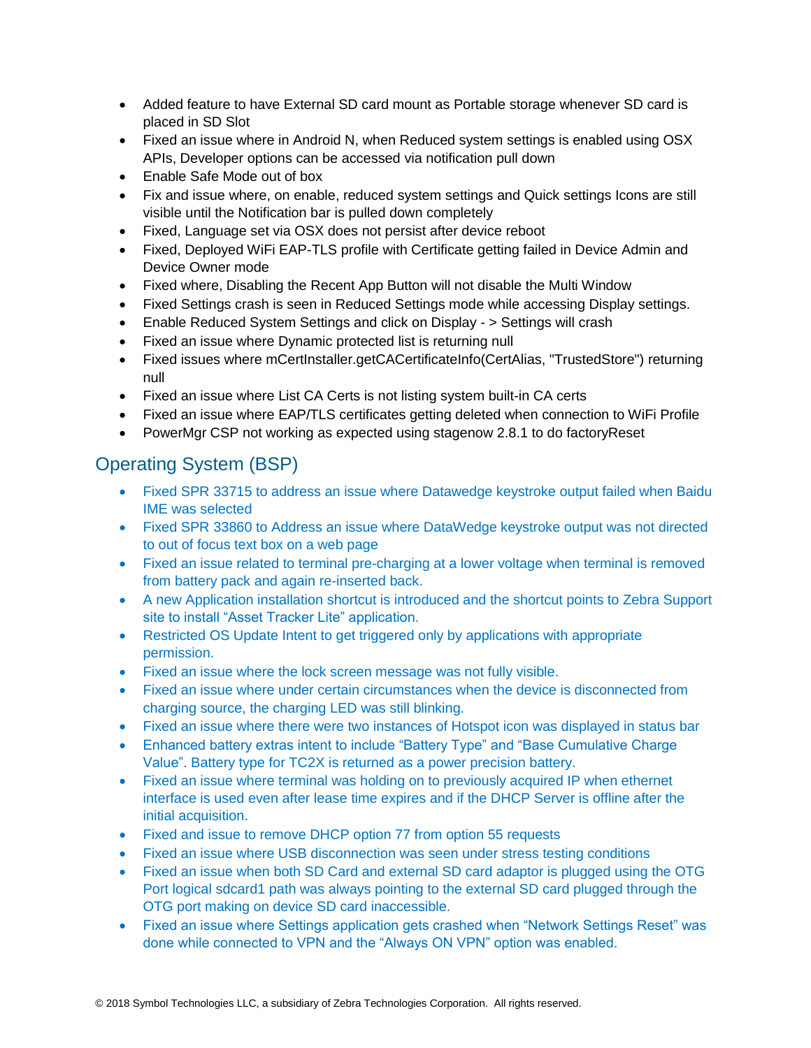- Added feature to have External SD card mount as Portable storage whenever SD card is placed in SD Slot
- Fixed an issue where in Android N, when Reduced system settings is enabled using OSX APIs, Developer options can be accessed via notification pull down
- Enable Safe Mode out of box
- Fix and issue where, on enable, reduced system settings and Quick settings Icons are still visible until the Notification bar is pulled down completely
- Fixed, Language set via OSX does not persist after device reboot
- Fixed, Deployed WiFi EAP-TLS profile with Certificate getting failed in Device Admin and Device Owner mode
- Fixed where, Disabling the Recent App Button will not disable the Multi Window
- Fixed Settings crash is seen in Reduced Settings mode while accessing Display settings.
- Enable Reduced System Settings and click on Display - > Settings will crash
- Fixed an issue where Dynamic protected list is returning null
- Fixed issues where mCertInstaller.getCACertificateInfo(CertAlias, "TrustedStore") returning null
- Fixed an issue where List CA Certs is not listing system built-in CA certs
- Fixed an issue where EAP/TLS certificates getting deleted when connection to WiFi Profile
- PowerMgr CSP not working as expected using stagenow 2.8.1 to do factoryReset

## Operating System (BSP)

- Fixed SPR 33715 to address an issue where Datawedge keystroke output failed when Baidu IME was selected
- Fixed SPR 33860 to Address an issue where DataWedge keystroke output was not directed to out of focus text box on a web page
- Fixed an issue related to terminal pre-charging at a lower voltage when terminal is removed from battery pack and again re-inserted back.
- A new Application installation shortcut is introduced and the shortcut points to Zebra Support site to install “Asset Tracker Lite” application.
- Restricted OS Update Intent to get triggered only by applications with appropriate permission.
- Fixed an issue where the lock screen message was not fully visible.
- Fixed an issue where under certain circumstances when the device is disconnected from charging source, the charging LED was still blinking.
- Fixed an issue where there were two instances of Hotspot icon was displayed in status bar
- Enhanced battery extras intent to include “Battery Type” and “Base Cumulative Charge Value”. Battery type for TC2X is returned as a power precision battery.
- Fixed an issue where terminal was holding on to previously acquired IP when ethernet interface is used even after lease time expires and if the DHCP Server is offline after the initial acquisition.
- Fixed and issue to remove DHCP option 77 from option 55 requests
- Fixed an issue where USB disconnection was seen under stress testing conditions
- Fixed an issue when both SD Card and external SD card adaptor is plugged using the OTG Port logical sdcard1 path was always pointing to the external SD card plugged through the OTG port making on device SD card inaccessible.
- Fixed an issue where Settings application gets crashed when “Network Settings Reset” was done while connected to VPN and the “Always ON VPN” option was enabled.

© 2018 Symbol Technologies LLC, a subsidiary of Zebra Technologies Corporation. All rights reserved.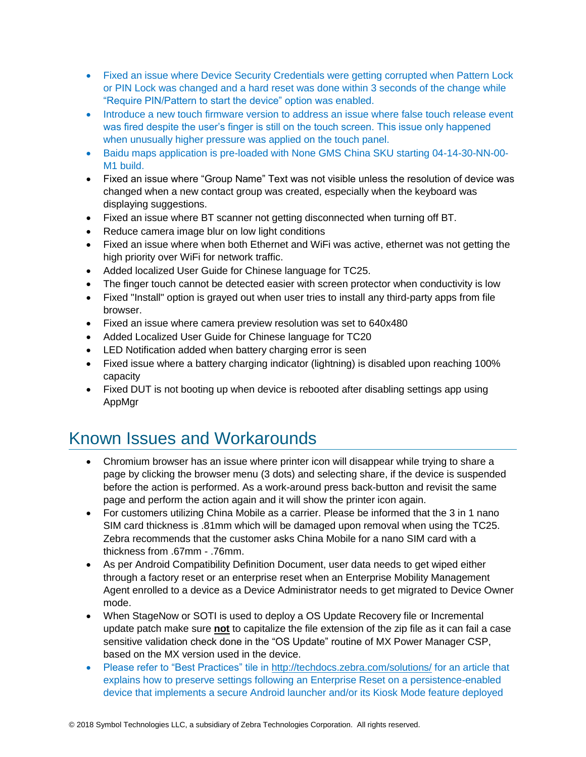- Fixed an issue where Device Security Credentials were getting corrupted when Pattern Lock or PIN Lock was changed and a hard reset was done within 3 seconds of the change while “Require PIN/Pattern to start the device” option was enabled.
- Introduce a new touch firmware version to address an issue where false touch release event was fired despite the user’s finger is still on the touch screen. This issue only happened when unusually higher pressure was applied on the touch panel.
- Baidu maps application is pre-loaded with None GMS China SKU starting 04-14-30-NN-00-M1 build.
- Fixed an issue where “Group Name” Text was not visible unless the resolution of device was changed when a new contact group was created, especially when the keyboard was displaying suggestions.
- Fixed an issue where BT scanner not getting disconnected when turning off BT.
- Reduce camera image blur on low light conditions
- Fixed an issue where when both Ethernet and WiFi was active, ethernet was not getting the high priority over WiFi for network traffic.
- Added localized User Guide for Chinese language for TC25.
- The finger touch cannot be detected easier with screen protector when conductivity is low
- Fixed "Install" option is grayed out when user tries to install any third-party apps from file browser.
- Fixed an issue where camera preview resolution was set to 640x480
- Added Localized User Guide for Chinese language for TC20
- LED Notification added when battery charging error is seen
- Fixed issue where a battery charging indicator (lightning) is disabled upon reaching 100% capacity
- Fixed DUT is not booting up when device is rebooted after disabling settings app using AppMgr

# Known Issues and Workarounds

- Chromium browser has an issue where printer icon will disappear while trying to share a page by clicking the browser menu (3 dots) and selecting share, if the device is suspended before the action is performed. As a work-around press back-button and revisit the same page and perform the action again and it will show the printer icon again.
- For customers utilizing China Mobile as a carrier. Please be informed that the 3 in 1 nano SIM card thickness is .81mm which will be damaged upon removal when using the TC25. Zebra recommends that the customer asks China Mobile for a nano SIM card with a thickness from .67mm - .76mm.
- As per Android Compatibility Definition Document, user data needs to get wiped either through a factory reset or an enterprise reset when an Enterprise Mobility Management Agent enrolled to a device as a Device Administrator needs to get migrated to Device Owner mode.
- When StageNow or SOTI is used to deploy a OS Update Recovery file or Incremental update patch make sure **not** to capitalize the file extension of the zip file as it can fail a case sensitive validation check done in the “OS Update” routine of MX Power Manager CSP, based on the MX version used in the device.
- Please refer to “Best Practices” tile in http://techdocs.zebra.com/solutions/ for an article that explains how to preserve settings following an Enterprise Reset on a persistence-enabled device that implements a secure Android launcher and/or its Kiosk Mode feature deployed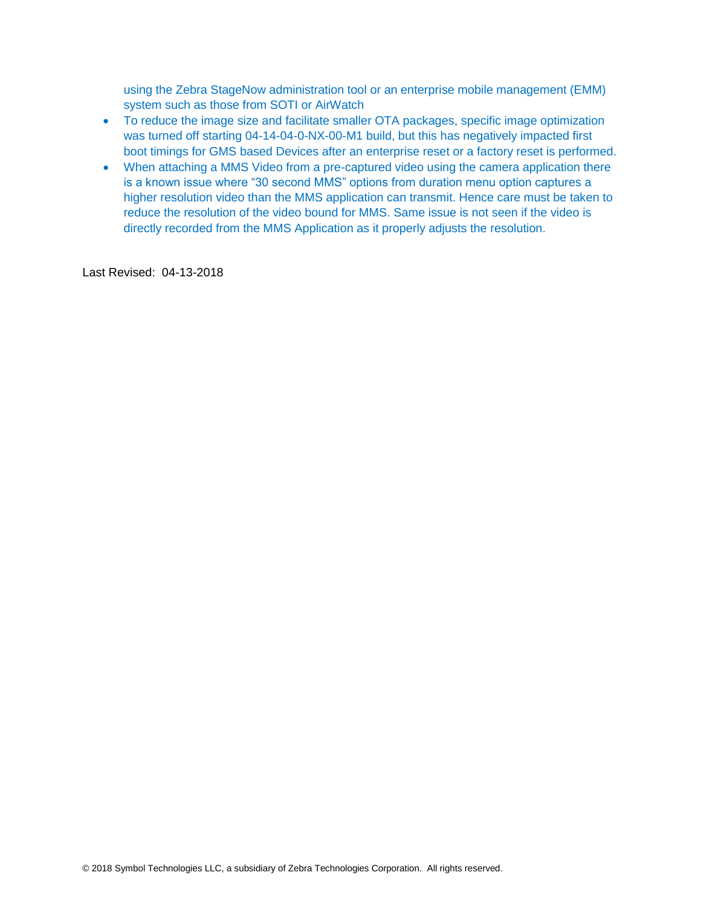using the Zebra StageNow administration tool or an enterprise mobile management (EMM) system such as those from SOTI or AirWatch

- To reduce the image size and facilitate smaller OTA packages, specific image optimization was turned off starting 04-14-04-0-NX-00-M1 build, but this has negatively impacted first boot timings for GMS based Devices after an enterprise reset or a factory reset is performed.
- When attaching a MMS Video from a pre-captured video using the camera application there is a known issue where “30 second MMS” options from duration menu option captures a higher resolution video than the MMS application can transmit. Hence care must be taken to reduce the resolution of the video bound for MMS. Same issue is not seen if the video is directly recorded from the MMS Application as it properly adjusts the resolution.

Last Revised: 04-13-2018

© 2018 Symbol Technologies LLC, a subsidiary of Zebra Technologies Corporation. All rights reserved.